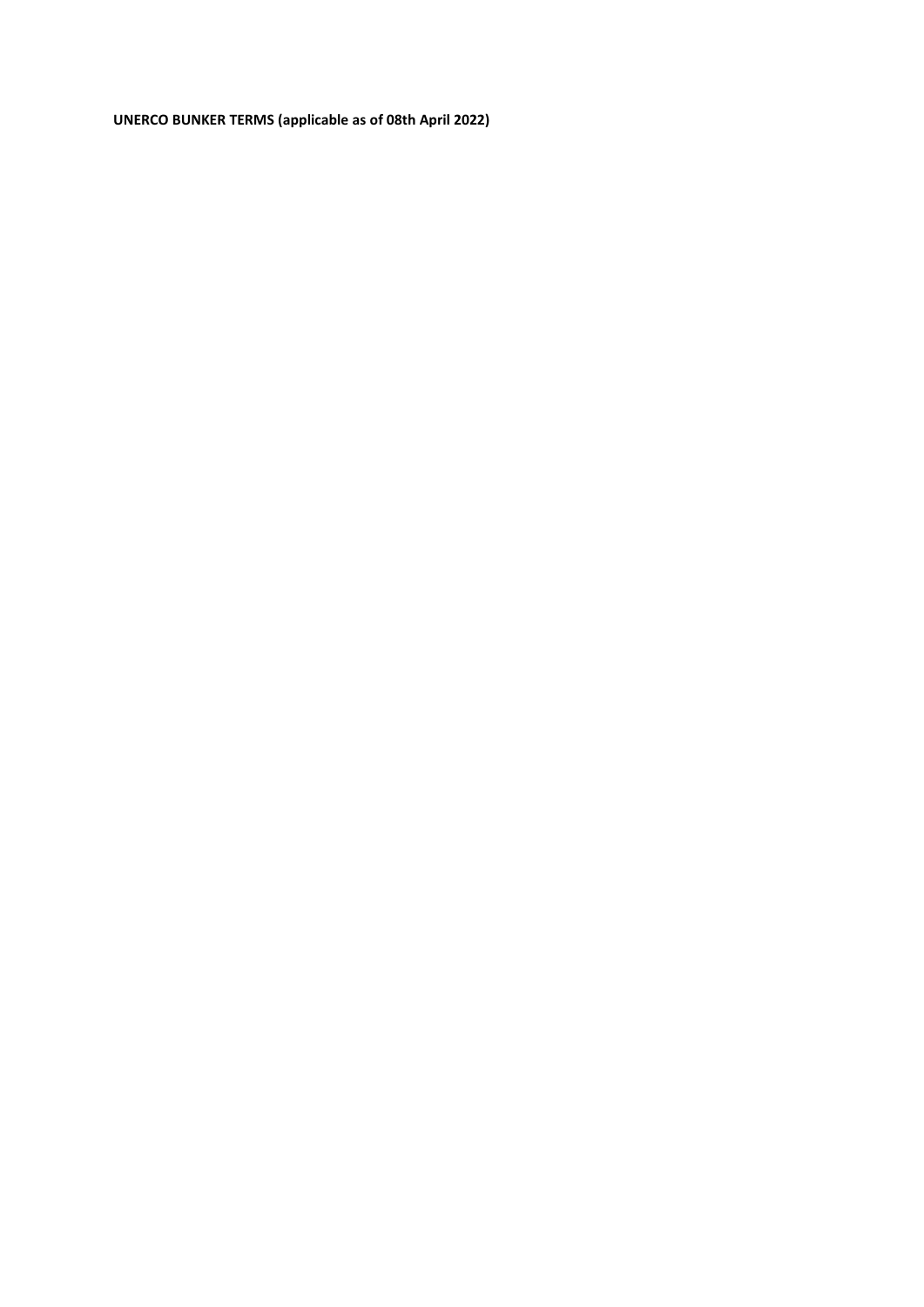**UNERCO BUNKER TERMS (applicable as of 08th April 2022)**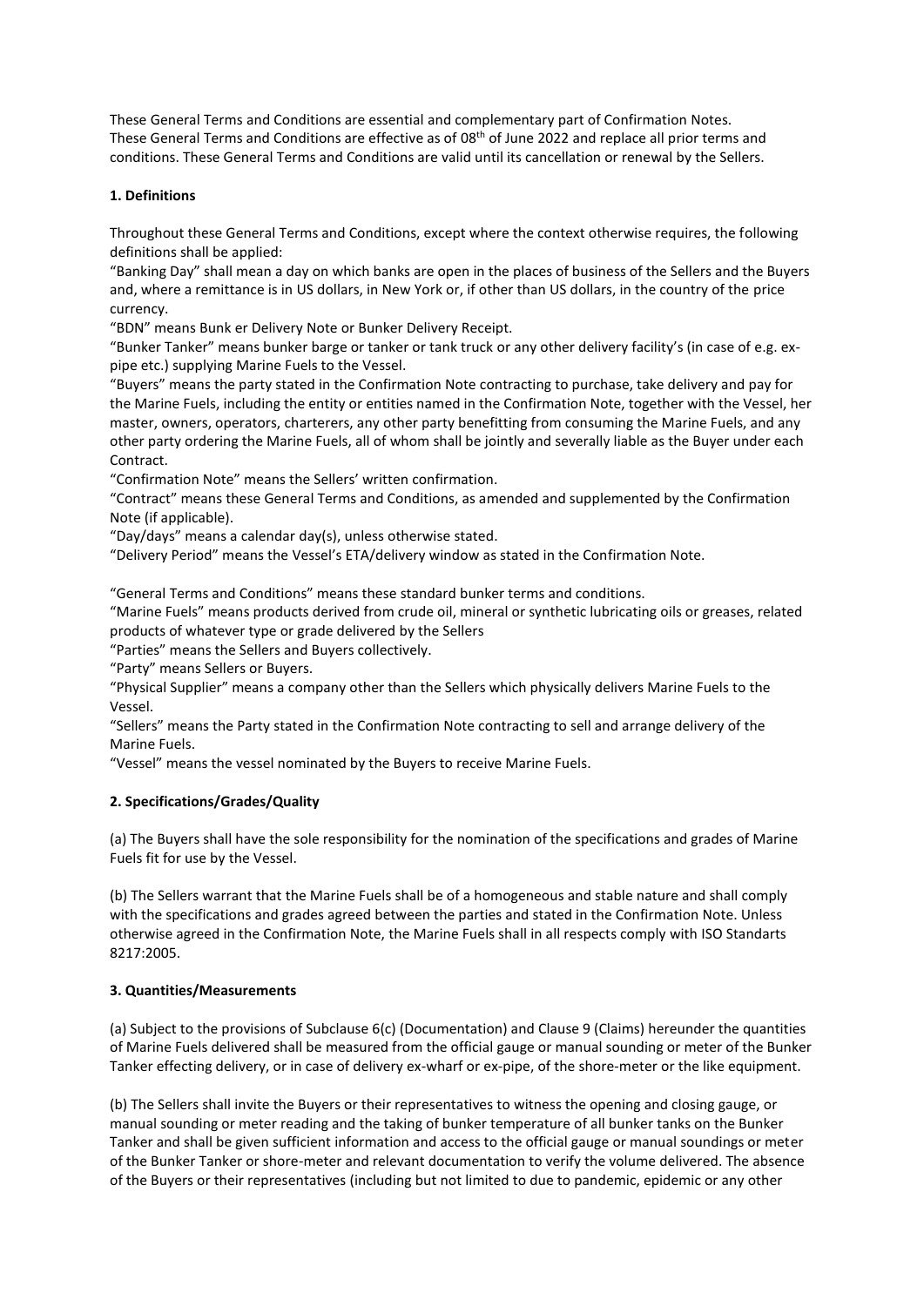These General Terms and Conditions are essential and complementary part of Confirmation Notes. These General Terms and Conditions are effective as of 08th of June 2022 and replace all prior terms and conditions. These General Terms and Conditions are valid until its cancellation or renewal by the Sellers.

## 1. Definitions

Throughout these General Terms and Conditions, except where the context otherwise requires, the following definitions shall be applied:

"Banking Day" shall mean a day on which banks are open in the places of business of the Sellers and the Buyers and, where a remittance is in US dollars, in New York or, if other than US dollars, in the country of the price currency.

"BDN" means Bunk er Delivery Note or Bunker Delivery Receipt.

"Bunker Tanker" means bunker barge or tanker or tank truck or any other delivery facility's (in case of e.g. ex-pipe etc.) supplying Marine Fuels to the Vessel.

"Buyers" means the party stated in the Confirmation Note contracting to purchase, take delivery and pay for the Marine Fuels, including the entity or entities named in the Confirmation Note, together with the Vessel, her master, owners, operators, charterers, any other party benefitting from consuming the Marine Fuels, and any other party ordering the Marine Fuels, all of whom shall be jointly and severally liable as the Buyer under each Contract.

"Confirmation Note" means the Sellers' written confirmation.

"Contract" means these General Terms and Conditions, as amended and supplemented by the Confirmation Note (if applicable).

"Day/days" means a calendar day(s), unless otherwise stated.

"Delivery Period" means the Vessel's ETA/delivery window as stated in the Confirmation Note.

"General Terms and Conditions" means these standard bunker terms and conditions.

"Marine Fuels" means products derived from crude oil, mineral or synthetic lubricating oils or greases, related products of whatever type or grade delivered by the Sellers

"Parties" means the Sellers and Buyers collectively.

"Party" means Sellers or Buyers.

"Physical Supplier" means a company other than the Sellers which physically delivers Marine Fuels to the Vessel.

"Sellers" means the Party stated in the Confirmation Note contracting to sell and arrange delivery of the Marine Fuels.

"Vessel" means the vessel nominated by the Buyers to receive Marine Fuels.

## 2. Specifications/Grades/Quality

(a) The Buyers shall have the sole responsibility for the nomination of the specifications and grades of Marine Fuels fit for use by the Vessel.

(b) The Sellers warrant that the Marine Fuels shall be of a homogeneous and stable nature and shall comply with the specifications and grades agreed between the parties and stated in the Confirmation Note. Unless otherwise agreed in the Confirmation Note, the Marine Fuels shall in all respects comply with ISO Standarts 8217:2005.

## 3. Quantities/Measurements

(a) Subject to the provisions of Subclause 6(c) (Documentation) and Clause 9 (Claims) hereunder the quantities of Marine Fuels delivered shall be measured from the official gauge or manual sounding or meter of the Bunker Tanker effecting delivery, or in case of delivery ex-wharf or ex-pipe, of the shore-meter or the like equipment.

(b) The Sellers shall invite the Buyers or their representatives to witness the opening and closing gauge, or manual sounding or meter reading and the taking of bunker temperature of all bunker tanks on the Bunker Tanker and shall be given sufficient information and access to the official gauge or manual soundings or meter of the Bunker Tanker or shore-meter and relevant documentation to verify the volume delivered. The absence of the Buyers or their representatives (including but not limited to due to pandemic, epidemic or any other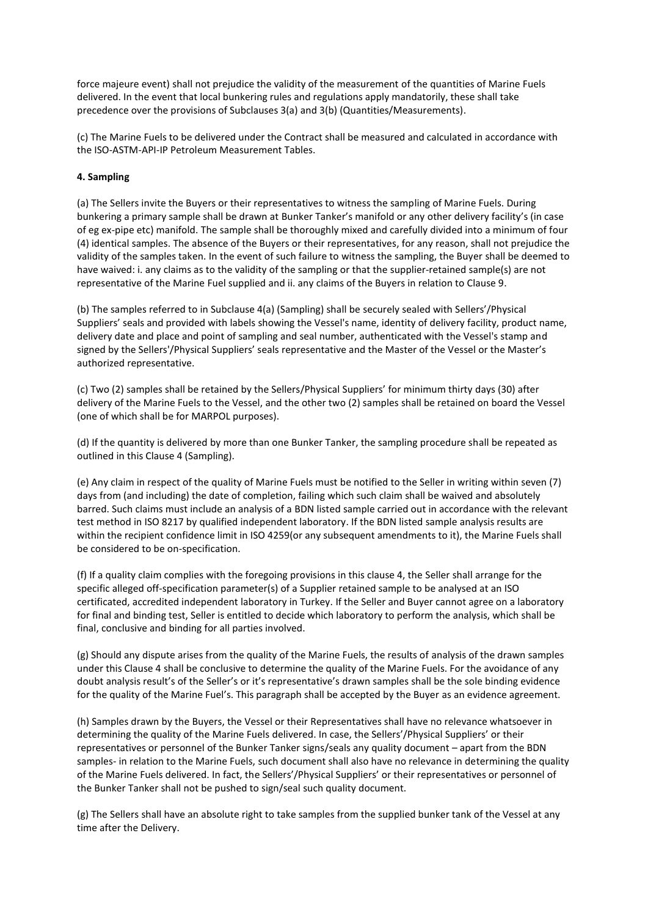force majeure event) shall not prejudice the validity of the measurement of the quantities of Marine Fuels delivered. In the event that local bunkering rules and regulations apply mandatorily, these shall take precedence over the provisions of Subclauses 3(a) and 3(b) (Quantities/Measurements).

(c) The Marine Fuels to be delivered under the Contract shall be measured and calculated in accordance with the ISO-ASTM-API-IP Petroleum Measurement Tables.

**4. Sampling**

(a) The Sellers invite the Buyers or their representatives to witness the sampling of Marine Fuels. During bunkering a primary sample shall be drawn at Bunker Tanker's manifold or any other delivery facility's (in case of eg ex-pipe etc) manifold. The sample shall be thoroughly mixed and carefully divided into a minimum of four (4) identical samples. The absence of the Buyers or their representatives, for any reason, shall not prejudice the validity of the samples taken. In the event of such failure to witness the sampling, the Buyer shall be deemed to have waived: i. any claims as to the validity of the sampling or that the supplier-retained sample(s) are not representative of the Marine Fuel supplied and ii. any claims of the Buyers in relation to Clause 9.

(b) The samples referred to in Subclause 4(a) (Sampling) shall be securely sealed with Sellers'/Physical Suppliers' seals and provided with labels showing the Vessel's name, identity of delivery facility, product name, delivery date and place and point of sampling and seal number, authenticated with the Vessel's stamp and signed by the Sellers'/Physical Suppliers' seals representative and the Master of the Vessel or the Master's authorized representative.

(c) Two (2) samples shall be retained by the Sellers/Physical Suppliers' for minimum thirty days (30) after delivery of the Marine Fuels to the Vessel, and the other two (2) samples shall be retained on board the Vessel (one of which shall be for MARPOL purposes).

(d) If the quantity is delivered by more than one Bunker Tanker, the sampling procedure shall be repeated as outlined in this Clause 4 (Sampling).

(e) Any claim in respect of the quality of Marine Fuels must be notified to the Seller in writing within seven (7) days from (and including) the date of completion, failing which such claim shall be waived and absolutely barred. Such claims must include an analysis of a BDN listed sample carried out in accordance with the relevant test method in ISO 8217 by qualified independent laboratory. If the BDN listed sample analysis results are within the recipient confidence limit in ISO 4259(or any subsequent amendments to it), the Marine Fuels shall be considered to be on-specification.

(f) If a quality claim complies with the foregoing provisions in this clause 4, the Seller shall arrange for the specific alleged off-specification parameter(s) of a Supplier retained sample to be analysed at an ISO certificated, accredited independent laboratory in Turkey. If the Seller and Buyer cannot agree on a laboratory for final and binding test, Seller is entitled to decide which laboratory to perform the analysis, which shall be final, conclusive and binding for all parties involved.

(g) Should any dispute arises from the quality of the Marine Fuels, the results of analysis of the drawn samples under this Clause 4 shall be conclusive to determine the quality of the Marine Fuels. For the avoidance of any doubt analysis result's of the Seller's or it's representative's drawn samples shall be the sole binding evidence for the quality of the Marine Fuel's. This paragraph shall be accepted by the Buyer as an evidence agreement.

(h) Samples drawn by the Buyers, the Vessel or their Representatives shall have no relevance whatsoever in determining the quality of the Marine Fuels delivered. In case, the Sellers'/Physical Suppliers' or their representatives or personnel of the Bunker Tanker signs/seals any quality document – apart from the BDN samples- in relation to the Marine Fuels, such document shall also have no relevance in determining the quality of the Marine Fuels delivered. In fact, the Sellers'/Physical Suppliers' or their representatives or personnel of the Bunker Tanker shall not be pushed to sign/seal such quality document.

(g) The Sellers shall have an absolute right to take samples from the supplied bunker tank of the Vessel at any time after the Delivery.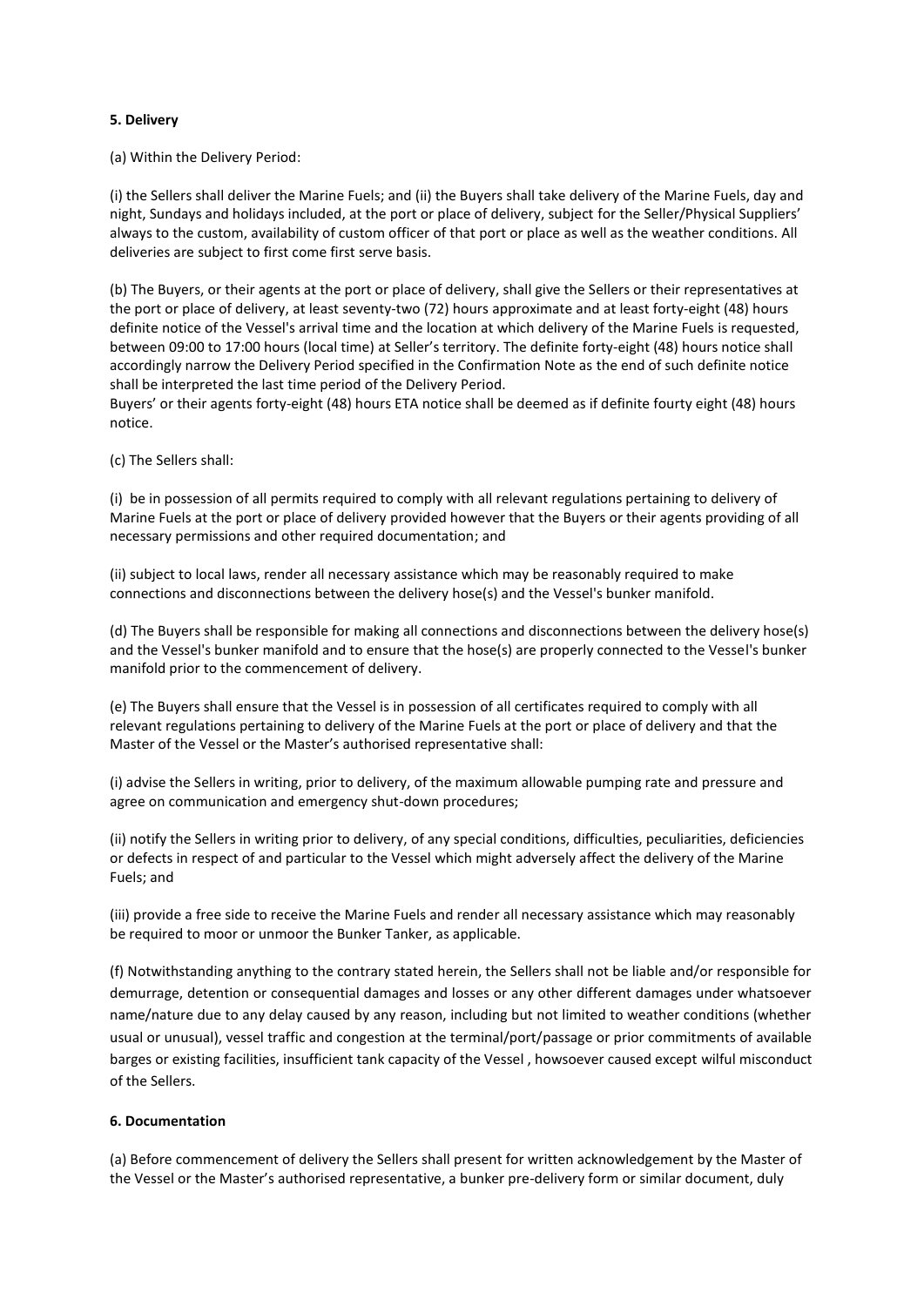**5. Delivery**

(a) Within the Delivery Period:

(i) the Sellers shall deliver the Marine Fuels; and (ii) the Buyers shall take delivery of the Marine Fuels, day and night, Sundays and holidays included, at the port or place of delivery, subject for the Seller/Physical Suppliers' always to the custom, availability of custom officer of that port or place as well as the weather conditions. All deliveries are subject to first come first serve basis.

(b) The Buyers, or their agents at the port or place of delivery, shall give the Sellers or their representatives at the port or place of delivery, at least seventy-two (72) hours approximate and at least forty-eight (48) hours definite notice of the Vessel's arrival time and the location at which delivery of the Marine Fuels is requested, between 09:00 to 17:00 hours (local time) at Seller's territory. The definite forty-eight (48) hours notice shall accordingly narrow the Delivery Period specified in the Confirmation Note as the end of such definite notice shall be interpreted the last time period of the Delivery Period.
Buyers' or their agents forty-eight (48) hours ETA notice shall be deemed as if definite fourty eight (48) hours notice.

(c) The Sellers shall:

(i) be in possession of all permits required to comply with all relevant regulations pertaining to delivery of Marine Fuels at the port or place of delivery provided however that the Buyers or their agents providing of all necessary permissions and other required documentation; and

(ii) subject to local laws, render all necessary assistance which may be reasonably required to make connections and disconnections between the delivery hose(s) and the Vessel's bunker manifold.

(d) The Buyers shall be responsible for making all connections and disconnections between the delivery hose(s) and the Vessel's bunker manifold and to ensure that the hose(s) are properly connected to the Vessel's bunker manifold prior to the commencement of delivery.

(e) The Buyers shall ensure that the Vessel is in possession of all certificates required to comply with all relevant regulations pertaining to delivery of the Marine Fuels at the port or place of delivery and that the Master of the Vessel or the Master's authorised representative shall:

(i) advise the Sellers in writing, prior to delivery, of the maximum allowable pumping rate and pressure and agree on communication and emergency shut-down procedures;

(ii) notify the Sellers in writing prior to delivery, of any special conditions, difficulties, peculiarities, deficiencies or defects in respect of and particular to the Vessel which might adversely affect the delivery of the Marine Fuels; and

(iii) provide a free side to receive the Marine Fuels and render all necessary assistance which may reasonably be required to moor or unmoor the Bunker Tanker, as applicable.

(f) Notwithstanding anything to the contrary stated herein, the Sellers shall not be liable and/or responsible for demurrage, detention or consequential damages and losses or any other different damages under whatsoever name/nature due to any delay caused by any reason, including but not limited to weather conditions (whether usual or unusual), vessel traffic and congestion at the terminal/port/passage or prior commitments of available barges or existing facilities, insufficient tank capacity of the Vessel , howsoever caused except wilful misconduct of the Sellers.

**6. Documentation**

(a) Before commencement of delivery the Sellers shall present for written acknowledgement by the Master of the Vessel or the Master's authorised representative, a bunker pre-delivery form or similar document, duly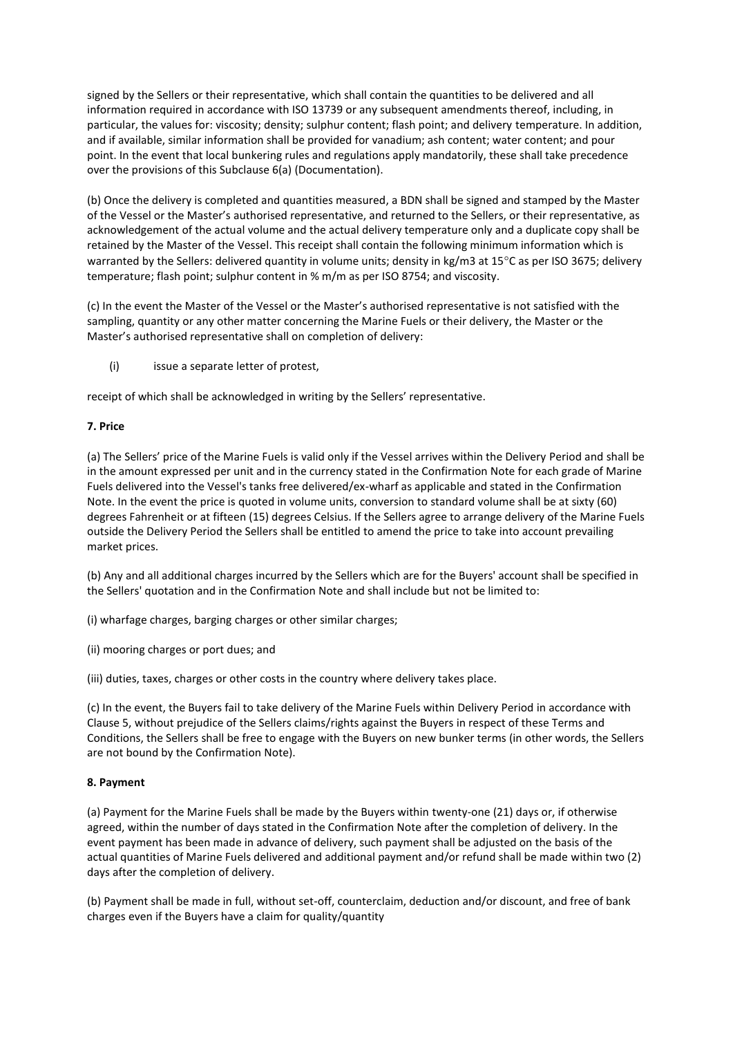signed by the Sellers or their representative, which shall contain the quantities to be delivered and all information required in accordance with ISO 13739 or any subsequent amendments thereof, including, in particular, the values for: viscosity; density; sulphur content; flash point; and delivery temperature. In addition, and if available, similar information shall be provided for vanadium; ash content; water content; and pour point. In the event that local bunkering rules and regulations apply mandatorily, these shall take precedence over the provisions of this Subclause 6(a) (Documentation).

(b) Once the delivery is completed and quantities measured, a BDN shall be signed and stamped by the Master of the Vessel or the Master's authorised representative, and returned to the Sellers, or their representative, as acknowledgement of the actual volume and the actual delivery temperature only and a duplicate copy shall be retained by the Master of the Vessel. This receipt shall contain the following minimum information which is warranted by the Sellers: delivered quantity in volume units; density in kg/m3 at 15°C as per ISO 3675; delivery temperature; flash point; sulphur content in % m/m as per ISO 8754; and viscosity.

(c) In the event the Master of the Vessel or the Master's authorised representative is not satisfied with the sampling, quantity or any other matter concerning the Marine Fuels or their delivery, the Master or the Master's authorised representative shall on completion of delivery:

(i) issue a separate letter of protest,

receipt of which shall be acknowledged in writing by the Sellers' representative.

**7. Price**

(a) The Sellers' price of the Marine Fuels is valid only if the Vessel arrives within the Delivery Period and shall be in the amount expressed per unit and in the currency stated in the Confirmation Note for each grade of Marine Fuels delivered into the Vessel's tanks free delivered/ex-wharf as applicable and stated in the Confirmation Note. In the event the price is quoted in volume units, conversion to standard volume shall be at sixty (60) degrees Fahrenheit or at fifteen (15) degrees Celsius. If the Sellers agree to arrange delivery of the Marine Fuels outside the Delivery Period the Sellers shall be entitled to amend the price to take into account prevailing market prices.

(b) Any and all additional charges incurred by the Sellers which are for the Buyers' account shall be specified in the Sellers' quotation and in the Confirmation Note and shall include but not be limited to:

(i) wharfage charges, barging charges or other similar charges;

(ii) mooring charges or port dues; and

(iii) duties, taxes, charges or other costs in the country where delivery takes place.

(c) In the event, the Buyers fail to take delivery of the Marine Fuels within Delivery Period in accordance with Clause 5, without prejudice of the Sellers claims/rights against the Buyers in respect of these Terms and Conditions, the Sellers shall be free to engage with the Buyers on new bunker terms (in other words, the Sellers are not bound by the Confirmation Note).

**8. Payment**

(a) Payment for the Marine Fuels shall be made by the Buyers within twenty-one (21) days or, if otherwise agreed, within the number of days stated in the Confirmation Note after the completion of delivery. In the event payment has been made in advance of delivery, such payment shall be adjusted on the basis of the actual quantities of Marine Fuels delivered and additional payment and/or refund shall be made within two (2) days after the completion of delivery.

(b) Payment shall be made in full, without set-off, counterclaim, deduction and/or discount, and free of bank charges even if the Buyers have a claim for quality/quantity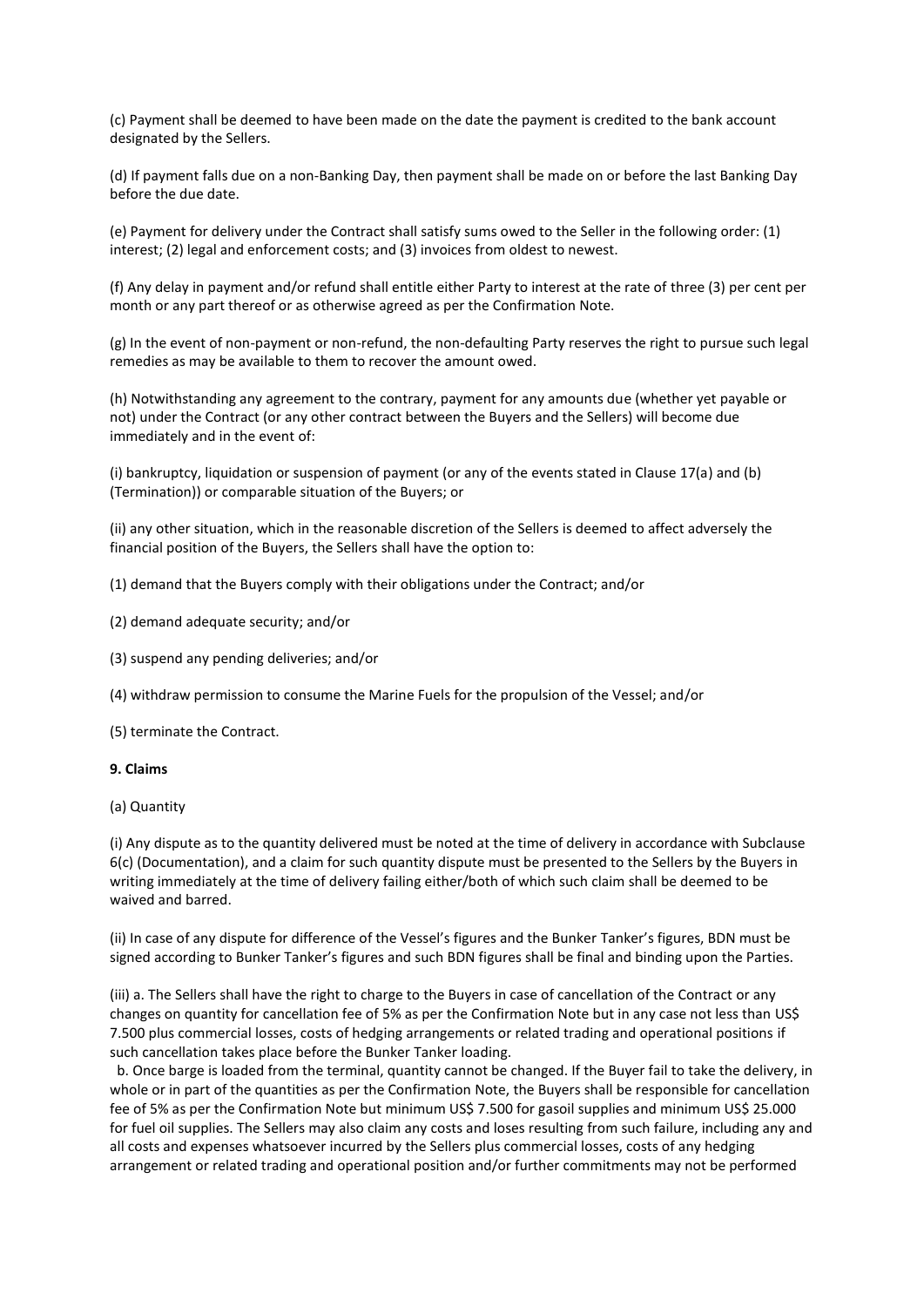(c) Payment shall be deemed to have been made on the date the payment is credited to the bank account designated by the Sellers.

(d) If payment falls due on a non-Banking Day, then payment shall be made on or before the last Banking Day before the due date.

(e) Payment for delivery under the Contract shall satisfy sums owed to the Seller in the following order: (1) interest; (2) legal and enforcement costs; and (3) invoices from oldest to newest.

(f) Any delay in payment and/or refund shall entitle either Party to interest at the rate of three (3) per cent per month or any part thereof or as otherwise agreed as per the Confirmation Note.

(g) In the event of non-payment or non-refund, the non-defaulting Party reserves the right to pursue such legal remedies as may be available to them to recover the amount owed.

(h) Notwithstanding any agreement to the contrary, payment for any amounts due (whether yet payable or not) under the Contract (or any other contract between the Buyers and the Sellers) will become due immediately and in the event of:

(i) bankruptcy, liquidation or suspension of payment (or any of the events stated in Clause 17(a) and (b) (Termination)) or comparable situation of the Buyers; or

(ii) any other situation, which in the reasonable discretion of the Sellers is deemed to affect adversely the financial position of the Buyers, the Sellers shall have the option to:

(1) demand that the Buyers comply with their obligations under the Contract; and/or

(2) demand adequate security; and/or

(3) suspend any pending deliveries; and/or

(4) withdraw permission to consume the Marine Fuels for the propulsion of the Vessel; and/or

(5) terminate the Contract.

**9. Claims**

(a) Quantity

(i) Any dispute as to the quantity delivered must be noted at the time of delivery in accordance with Subclause 6(c) (Documentation), and a claim for such quantity dispute must be presented to the Sellers by the Buyers in writing immediately at the time of delivery failing either/both of which such claim shall be deemed to be waived and barred.

(ii) In case of any dispute for difference of the Vessel's figures and the Bunker Tanker's figures, BDN must be signed according to Bunker Tanker's figures and such BDN figures shall be final and binding upon the Parties.

(iii) a. The Sellers shall have the right to charge to the Buyers in case of cancellation of the Contract or any changes on quantity for cancellation fee of 5% as per the Confirmation Note but in any case not less than US$ 7.500 plus commercial losses, costs of hedging arrangements or related trading and operational positions if such cancellation takes place before the Bunker Tanker loading.

b. Once barge is loaded from the terminal, quantity cannot be changed. If the Buyer fail to take the delivery, in whole or in part of the quantities as per the Confirmation Note, the Buyers shall be responsible for cancellation fee of 5% as per the Confirmation Note but minimum US$ 7.500 for gasoil supplies and minimum US$ 25.000 for fuel oil supplies. The Sellers may also claim any costs and loses resulting from such failure, including any and all costs and expenses whatsoever incurred by the Sellers plus commercial losses, costs of any hedging arrangement or related trading and operational position and/or further commitments may not be performed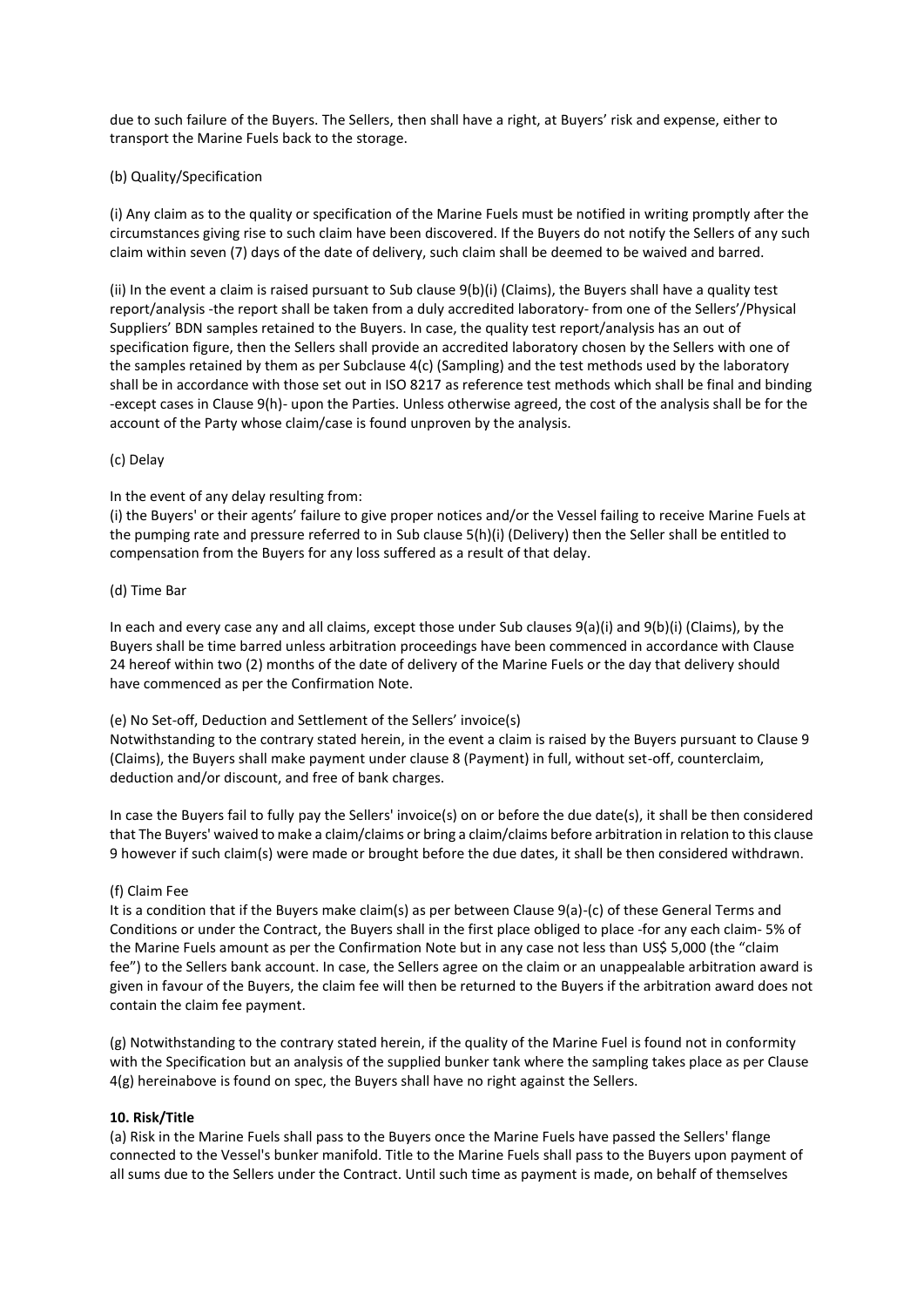due to such failure of the Buyers. The Sellers, then shall have a right, at Buyers' risk and expense, either to transport the Marine Fuels back to the storage.

(b) Quality/Specification

(i) Any claim as to the quality or specification of the Marine Fuels must be notified in writing promptly after the circumstances giving rise to such claim have been discovered. If the Buyers do not notify the Sellers of any such claim within seven (7) days of the date of delivery, such claim shall be deemed to be waived and barred.

(ii) In the event a claim is raised pursuant to Sub clause 9(b)(i) (Claims), the Buyers shall have a quality test report/analysis -the report shall be taken from a duly accredited laboratory- from one of the Sellers'/Physical Suppliers' BDN samples retained to the Buyers. In case, the quality test report/analysis has an out of specification figure, then the Sellers shall provide an accredited laboratory chosen by the Sellers with one of the samples retained by them as per Subclause 4(c) (Sampling) and the test methods used by the laboratory shall be in accordance with those set out in ISO 8217 as reference test methods which shall be final and binding -except cases in Clause 9(h)- upon the Parties. Unless otherwise agreed, the cost of the analysis shall be for the account of the Party whose claim/case is found unproven by the analysis.

(c) Delay

In the event of any delay resulting from:
(i) the Buyers' or their agents' failure to give proper notices and/or the Vessel failing to receive Marine Fuels at the pumping rate and pressure referred to in Sub clause 5(h)(i) (Delivery) then the Seller shall be entitled to compensation from the Buyers for any loss suffered as a result of that delay.

(d) Time Bar

In each and every case any and all claims, except those under Sub clauses 9(a)(i) and 9(b)(i) (Claims), by the Buyers shall be time barred unless arbitration proceedings have been commenced in accordance with Clause 24 hereof within two (2) months of the date of delivery of the Marine Fuels or the day that delivery should have commenced as per the Confirmation Note.

(e) No Set-off, Deduction and Settlement of the Sellers' invoice(s)
Notwithstanding to the contrary stated herein, in the event a claim is raised by the Buyers pursuant to Clause 9 (Claims), the Buyers shall make payment under clause 8 (Payment) in full, without set-off, counterclaim, deduction and/or discount, and free of bank charges.

In case the Buyers fail to fully pay the Sellers' invoice(s) on or before the due date(s), it shall be then considered that The Buyers' waived to make a claim/claims or bring a claim/claims before arbitration in relation to this clause 9 however if such claim(s) were made or brought before the due dates, it shall be then considered withdrawn.

(f) Claim Fee
It is a condition that if the Buyers make claim(s) as per between Clause 9(a)-(c) of these General Terms and Conditions or under the Contract, the Buyers shall in the first place obliged to place -for any each claim- 5% of the Marine Fuels amount as per the Confirmation Note but in any case not less than US$ 5,000 (the "claim fee") to the Sellers bank account. In case, the Sellers agree on the claim or an unappealable arbitration award is given in favour of the Buyers, the claim fee will then be returned to the Buyers if the arbitration award does not contain the claim fee payment.

(g) Notwithstanding to the contrary stated herein, if the quality of the Marine Fuel is found not in conformity with the Specification but an analysis of the supplied bunker tank where the sampling takes place as per Clause 4(g) hereinabove is found on spec, the Buyers shall have no right against the Sellers.

**10. Risk/Title**
(a) Risk in the Marine Fuels shall pass to the Buyers once the Marine Fuels have passed the Sellers' flange connected to the Vessel's bunker manifold. Title to the Marine Fuels shall pass to the Buyers upon payment of all sums due to the Sellers under the Contract. Until such time as payment is made, on behalf of themselves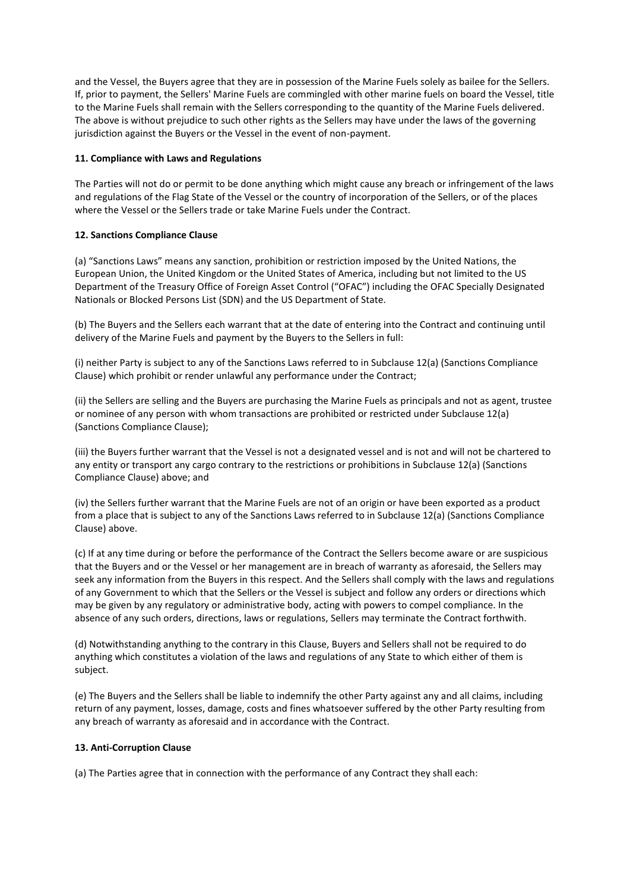and the Vessel, the Buyers agree that they are in possession of the Marine Fuels solely as bailee for the Sellers. If, prior to payment, the Sellers' Marine Fuels are commingled with other marine fuels on board the Vessel, title to the Marine Fuels shall remain with the Sellers corresponding to the quantity of the Marine Fuels delivered. The above is without prejudice to such other rights as the Sellers may have under the laws of the governing jurisdiction against the Buyers or the Vessel in the event of non-payment.

**11. Compliance with Laws and Regulations**

The Parties will not do or permit to be done anything which might cause any breach or infringement of the laws and regulations of the Flag State of the Vessel or the country of incorporation of the Sellers, or of the places where the Vessel or the Sellers trade or take Marine Fuels under the Contract.

**12. Sanctions Compliance Clause**

(a) "Sanctions Laws" means any sanction, prohibition or restriction imposed by the United Nations, the European Union, the United Kingdom or the United States of America, including but not limited to the US Department of the Treasury Office of Foreign Asset Control ("OFAC") including the OFAC Specially Designated Nationals or Blocked Persons List (SDN) and the US Department of State.

(b) The Buyers and the Sellers each warrant that at the date of entering into the Contract and continuing until delivery of the Marine Fuels and payment by the Buyers to the Sellers in full:

(i) neither Party is subject to any of the Sanctions Laws referred to in Subclause 12(a) (Sanctions Compliance Clause) which prohibit or render unlawful any performance under the Contract;

(ii) the Sellers are selling and the Buyers are purchasing the Marine Fuels as principals and not as agent, trustee or nominee of any person with whom transactions are prohibited or restricted under Subclause 12(a) (Sanctions Compliance Clause);

(iii) the Buyers further warrant that the Vessel is not a designated vessel and is not and will not be chartered to any entity or transport any cargo contrary to the restrictions or prohibitions in Subclause 12(a) (Sanctions Compliance Clause) above; and

(iv) the Sellers further warrant that the Marine Fuels are not of an origin or have been exported as a product from a place that is subject to any of the Sanctions Laws referred to in Subclause 12(a) (Sanctions Compliance Clause) above.

(c) If at any time during or before the performance of the Contract the Sellers become aware or are suspicious that the Buyers and or the Vessel or her management are in breach of warranty as aforesaid, the Sellers may seek any information from the Buyers in this respect. And the Sellers shall comply with the laws and regulations of any Government to which that the Sellers or the Vessel is subject and follow any orders or directions which may be given by any regulatory or administrative body, acting with powers to compel compliance. In the absence of any such orders, directions, laws or regulations, Sellers may terminate the Contract forthwith.

(d) Notwithstanding anything to the contrary in this Clause, Buyers and Sellers shall not be required to do anything which constitutes a violation of the laws and regulations of any State to which either of them is subject.

(e) The Buyers and the Sellers shall be liable to indemnify the other Party against any and all claims, including return of any payment, losses, damage, costs and fines whatsoever suffered by the other Party resulting from any breach of warranty as aforesaid and in accordance with the Contract.

**13. Anti-Corruption Clause**

(a) The Parties agree that in connection with the performance of any Contract they shall each: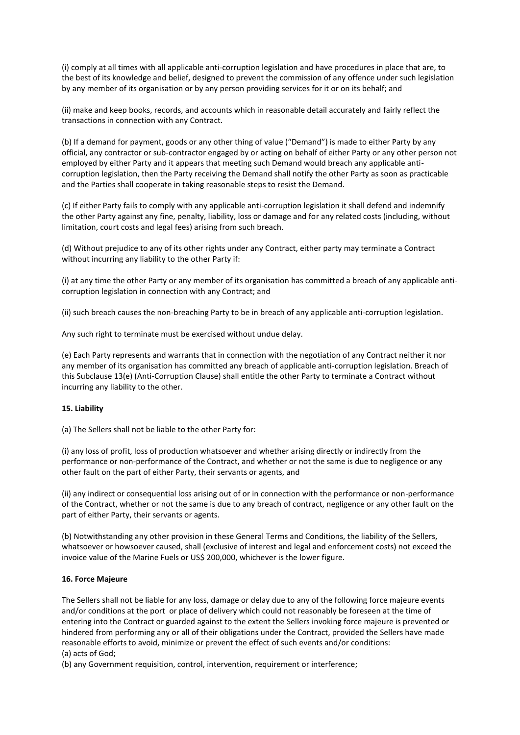(i) comply at all times with all applicable anti-corruption legislation and have procedures in place that are, to the best of its knowledge and belief, designed to prevent the commission of any offence under such legislation by any member of its organisation or by any person providing services for it or on its behalf; and

(ii) make and keep books, records, and accounts which in reasonable detail accurately and fairly reflect the transactions in connection with any Contract.

(b) If a demand for payment, goods or any other thing of value ("Demand") is made to either Party by any official, any contractor or sub-contractor engaged by or acting on behalf of either Party or any other person not employed by either Party and it appears that meeting such Demand would breach any applicable anti-corruption legislation, then the Party receiving the Demand shall notify the other Party as soon as practicable and the Parties shall cooperate in taking reasonable steps to resist the Demand.

(c) If either Party fails to comply with any applicable anti-corruption legislation it shall defend and indemnify the other Party against any fine, penalty, liability, loss or damage and for any related costs (including, without limitation, court costs and legal fees) arising from such breach.

(d) Without prejudice to any of its other rights under any Contract, either party may terminate a Contract without incurring any liability to the other Party if:

(i) at any time the other Party or any member of its organisation has committed a breach of any applicable anti-corruption legislation in connection with any Contract; and

(ii) such breach causes the non-breaching Party to be in breach of any applicable anti-corruption legislation.

Any such right to terminate must be exercised without undue delay.

(e) Each Party represents and warrants that in connection with the negotiation of any Contract neither it nor any member of its organisation has committed any breach of applicable anti-corruption legislation. Breach of this Subclause 13(e) (Anti-Corruption Clause) shall entitle the other Party to terminate a Contract without incurring any liability to the other.

**15. Liability**

(a) The Sellers shall not be liable to the other Party for:

(i) any loss of profit, loss of production whatsoever and whether arising directly or indirectly from the performance or non-performance of the Contract, and whether or not the same is due to negligence or any other fault on the part of either Party, their servants or agents, and

(ii) any indirect or consequential loss arising out of or in connection with the performance or non-performance of the Contract, whether or not the same is due to any breach of contract, negligence or any other fault on the part of either Party, their servants or agents.

(b) Notwithstanding any other provision in these General Terms and Conditions, the liability of the Sellers, whatsoever or howsoever caused, shall (exclusive of interest and legal and enforcement costs) not exceed the invoice value of the Marine Fuels or US$ 200,000, whichever is the lower figure.

**16. Force Majeure**

The Sellers shall not be liable for any loss, damage or delay due to any of the following force majeure events and/or conditions at the port or place of delivery which could not reasonably be foreseen at the time of entering into the Contract or guarded against to the extent the Sellers invoking force majeure is prevented or hindered from performing any or all of their obligations under the Contract, provided the Sellers have made reasonable efforts to avoid, minimize or prevent the effect of such events and/or conditions:

(a) acts of God;

(b) any Government requisition, control, intervention, requirement or interference;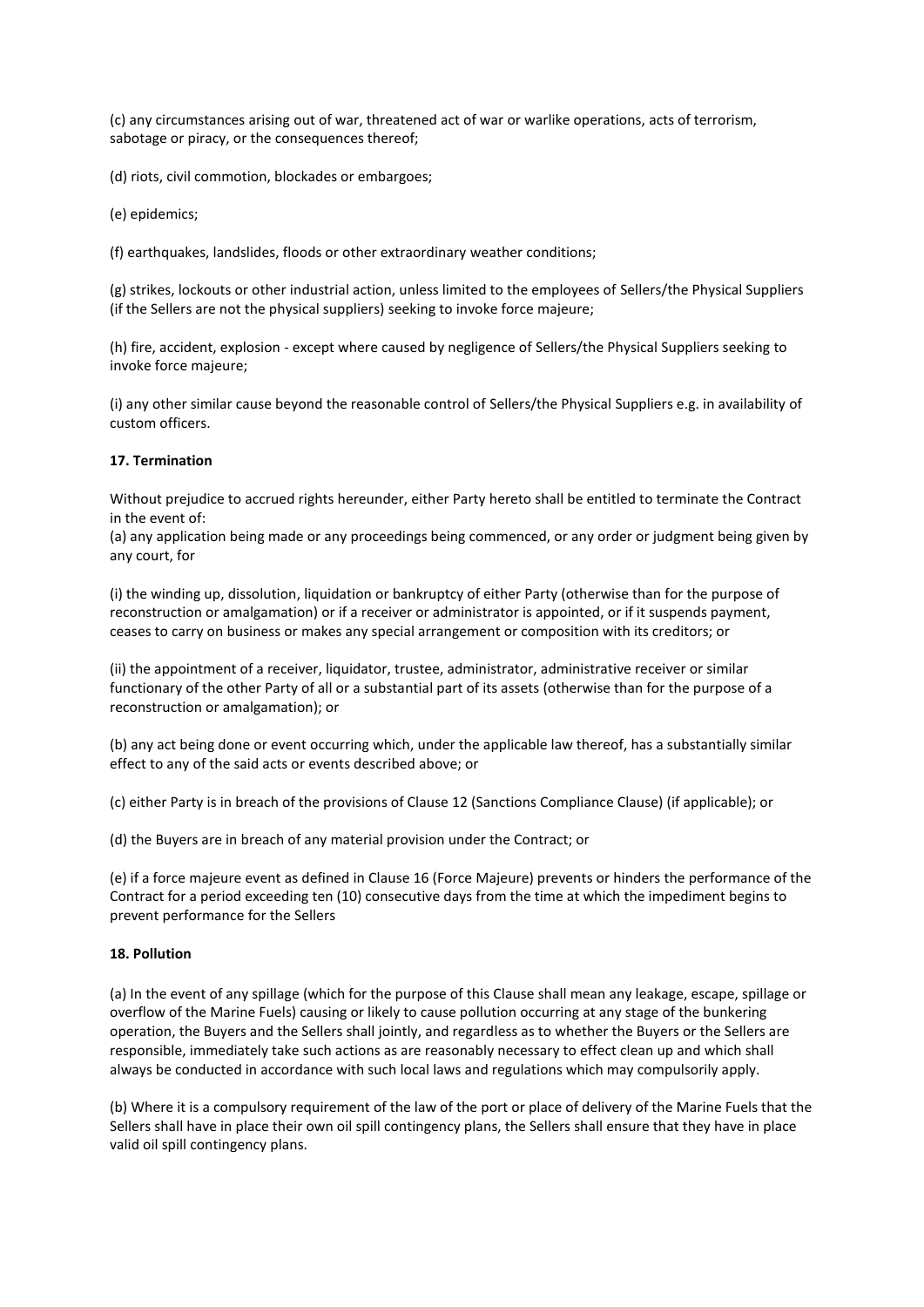(c) any circumstances arising out of war, threatened act of war or warlike operations, acts of terrorism, sabotage or piracy, or the consequences thereof;

(d) riots, civil commotion, blockades or embargoes;

(e) epidemics;

(f) earthquakes, landslides, floods or other extraordinary weather conditions;

(g) strikes, lockouts or other industrial action, unless limited to the employees of Sellers/the Physical Suppliers (if the Sellers are not the physical suppliers) seeking to invoke force majeure;

(h) fire, accident, explosion - except where caused by negligence of Sellers/the Physical Suppliers seeking to invoke force majeure;

(i) any other similar cause beyond the reasonable control of Sellers/the Physical Suppliers e.g. in availability of custom officers.

**17. Termination**

Without prejudice to accrued rights hereunder, either Party hereto shall be entitled to terminate the Contract in the event of:

(a) any application being made or any proceedings being commenced, or any order or judgment being given by any court, for

(i) the winding up, dissolution, liquidation or bankruptcy of either Party (otherwise than for the purpose of reconstruction or amalgamation) or if a receiver or administrator is appointed, or if it suspends payment, ceases to carry on business or makes any special arrangement or composition with its creditors; or

(ii) the appointment of a receiver, liquidator, trustee, administrator, administrative receiver or similar functionary of the other Party of all or a substantial part of its assets (otherwise than for the purpose of a reconstruction or amalgamation); or

(b) any act being done or event occurring which, under the applicable law thereof, has a substantially similar effect to any of the said acts or events described above; or

(c) either Party is in breach of the provisions of Clause 12 (Sanctions Compliance Clause) (if applicable); or

(d) the Buyers are in breach of any material provision under the Contract; or

(e) if a force majeure event as defined in Clause 16 (Force Majeure) prevents or hinders the performance of the Contract for a period exceeding ten (10) consecutive days from the time at which the impediment begins to prevent performance for the Sellers

**18. Pollution**

(a) In the event of any spillage (which for the purpose of this Clause shall mean any leakage, escape, spillage or overflow of the Marine Fuels) causing or likely to cause pollution occurring at any stage of the bunkering operation, the Buyers and the Sellers shall jointly, and regardless as to whether the Buyers or the Sellers are responsible, immediately take such actions as are reasonably necessary to effect clean up and which shall always be conducted in accordance with such local laws and regulations which may compulsorily apply.

(b) Where it is a compulsory requirement of the law of the port or place of delivery of the Marine Fuels that the Sellers shall have in place their own oil spill contingency plans, the Sellers shall ensure that they have in place valid oil spill contingency plans.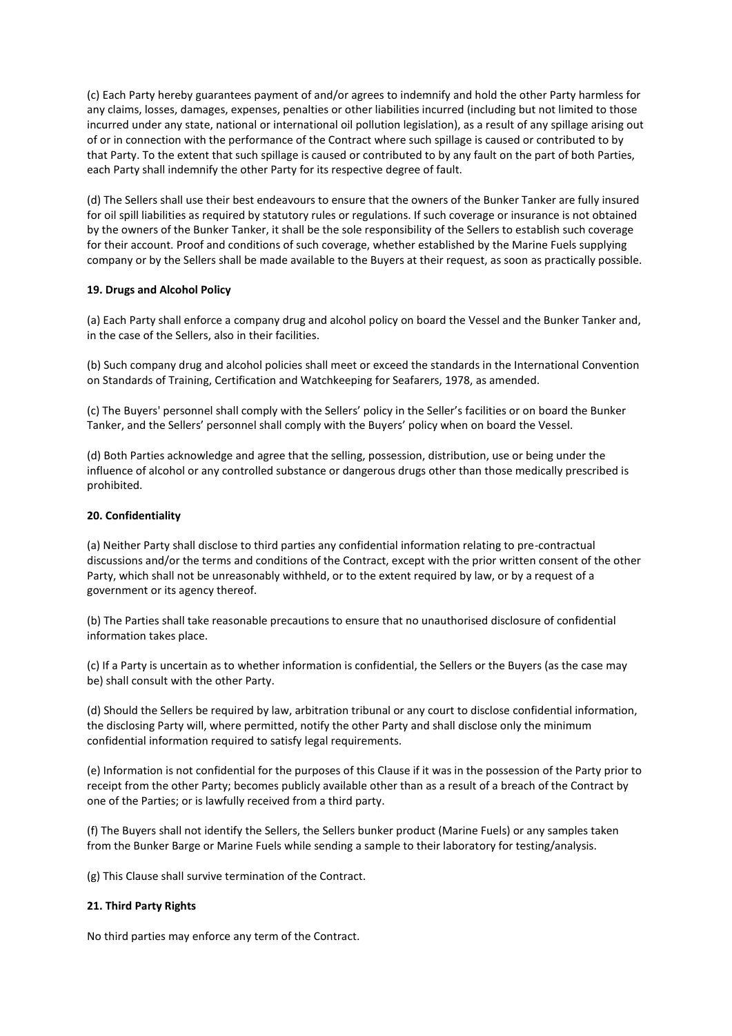(c) Each Party hereby guarantees payment of and/or agrees to indemnify and hold the other Party harmless for any claims, losses, damages, expenses, penalties or other liabilities incurred (including but not limited to those incurred under any state, national or international oil pollution legislation), as a result of any spillage arising out of or in connection with the performance of the Contract where such spillage is caused or contributed to by that Party. To the extent that such spillage is caused or contributed to by any fault on the part of both Parties, each Party shall indemnify the other Party for its respective degree of fault.

(d) The Sellers shall use their best endeavours to ensure that the owners of the Bunker Tanker are fully insured for oil spill liabilities as required by statutory rules or regulations. If such coverage or insurance is not obtained by the owners of the Bunker Tanker, it shall be the sole responsibility of the Sellers to establish such coverage for their account. Proof and conditions of such coverage, whether established by the Marine Fuels supplying company or by the Sellers shall be made available to the Buyers at their request, as soon as practically possible.

**19. Drugs and Alcohol Policy**

(a) Each Party shall enforce a company drug and alcohol policy on board the Vessel and the Bunker Tanker and, in the case of the Sellers, also in their facilities.

(b) Such company drug and alcohol policies shall meet or exceed the standards in the International Convention on Standards of Training, Certification and Watchkeeping for Seafarers, 1978, as amended.

(c) The Buyers' personnel shall comply with the Sellers' policy in the Seller's facilities or on board the Bunker Tanker, and the Sellers' personnel shall comply with the Buyers' policy when on board the Vessel.

(d) Both Parties acknowledge and agree that the selling, possession, distribution, use or being under the influence of alcohol or any controlled substance or dangerous drugs other than those medically prescribed is prohibited.

**20. Confidentiality**

(a) Neither Party shall disclose to third parties any confidential information relating to pre-contractual discussions and/or the terms and conditions of the Contract, except with the prior written consent of the other Party, which shall not be unreasonably withheld, or to the extent required by law, or by a request of a government or its agency thereof.

(b) The Parties shall take reasonable precautions to ensure that no unauthorised disclosure of confidential information takes place.

(c) If a Party is uncertain as to whether information is confidential, the Sellers or the Buyers (as the case may be) shall consult with the other Party.

(d) Should the Sellers be required by law, arbitration tribunal or any court to disclose confidential information, the disclosing Party will, where permitted, notify the other Party and shall disclose only the minimum confidential information required to satisfy legal requirements.

(e) Information is not confidential for the purposes of this Clause if it was in the possession of the Party prior to receipt from the other Party; becomes publicly available other than as a result of a breach of the Contract by one of the Parties; or is lawfully received from a third party.

(f) The Buyers shall not identify the Sellers, the Sellers bunker product (Marine Fuels) or any samples taken from the Bunker Barge or Marine Fuels while sending a sample to their laboratory for testing/analysis.

(g) This Clause shall survive termination of the Contract.

**21. Third Party Rights**

No third parties may enforce any term of the Contract.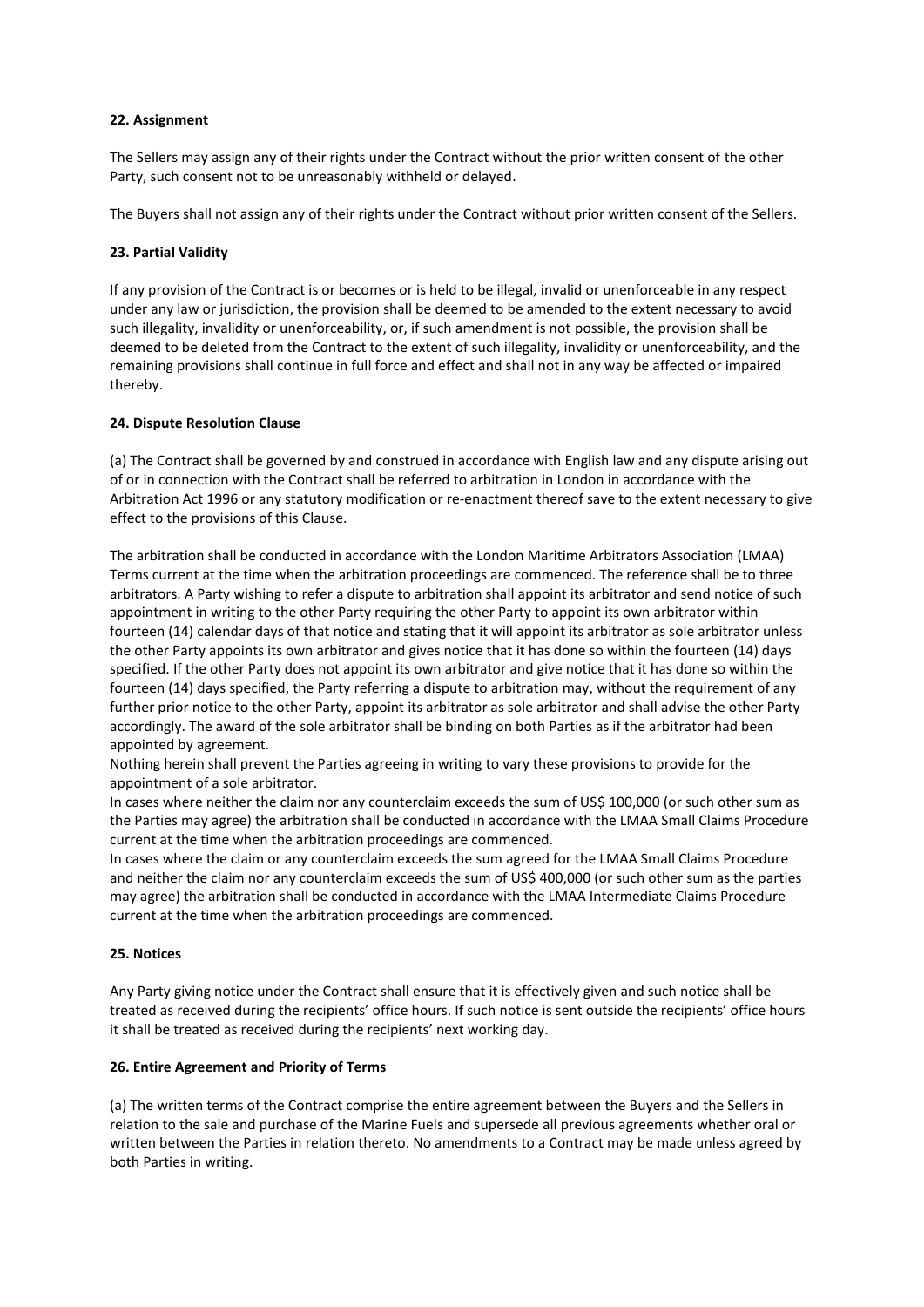**22. Assignment**

The Sellers may assign any of their rights under the Contract without the prior written consent of the other Party, such consent not to be unreasonably withheld or delayed.

The Buyers shall not assign any of their rights under the Contract without prior written consent of the Sellers.

**23. Partial Validity**

If any provision of the Contract is or becomes or is held to be illegal, invalid or unenforceable in any respect under any law or jurisdiction, the provision shall be deemed to be amended to the extent necessary to avoid such illegality, invalidity or unenforceability, or, if such amendment is not possible, the provision shall be deemed to be deleted from the Contract to the extent of such illegality, invalidity or unenforceability, and the remaining provisions shall continue in full force and effect and shall not in any way be affected or impaired thereby.

**24. Dispute Resolution Clause**

(a) The Contract shall be governed by and construed in accordance with English law and any dispute arising out of or in connection with the Contract shall be referred to arbitration in London in accordance with the Arbitration Act 1996 or any statutory modification or re-enactment thereof save to the extent necessary to give effect to the provisions of this Clause.

The arbitration shall be conducted in accordance with the London Maritime Arbitrators Association (LMAA) Terms current at the time when the arbitration proceedings are commenced. The reference shall be to three arbitrators. A Party wishing to refer a dispute to arbitration shall appoint its arbitrator and send notice of such appointment in writing to the other Party requiring the other Party to appoint its own arbitrator within fourteen (14) calendar days of that notice and stating that it will appoint its arbitrator as sole arbitrator unless the other Party appoints its own arbitrator and gives notice that it has done so within the fourteen (14) days specified. If the other Party does not appoint its own arbitrator and give notice that it has done so within the fourteen (14) days specified, the Party referring a dispute to arbitration may, without the requirement of any further prior notice to the other Party, appoint its arbitrator as sole arbitrator and shall advise the other Party accordingly. The award of the sole arbitrator shall be binding on both Parties as if the arbitrator had been appointed by agreement.

Nothing herein shall prevent the Parties agreeing in writing to vary these provisions to provide for the appointment of a sole arbitrator.

In cases where neither the claim nor any counterclaim exceeds the sum of US$ 100,000 (or such other sum as the Parties may agree) the arbitration shall be conducted in accordance with the LMAA Small Claims Procedure current at the time when the arbitration proceedings are commenced.

In cases where the claim or any counterclaim exceeds the sum agreed for the LMAA Small Claims Procedure and neither the claim nor any counterclaim exceeds the sum of US$ 400,000 (or such other sum as the parties may agree) the arbitration shall be conducted in accordance with the LMAA Intermediate Claims Procedure current at the time when the arbitration proceedings are commenced.

**25. Notices**

Any Party giving notice under the Contract shall ensure that it is effectively given and such notice shall be treated as received during the recipients' office hours. If such notice is sent outside the recipients' office hours it shall be treated as received during the recipients' next working day.

**26. Entire Agreement and Priority of Terms**

(a) The written terms of the Contract comprise the entire agreement between the Buyers and the Sellers in relation to the sale and purchase of the Marine Fuels and supersede all previous agreements whether oral or written between the Parties in relation thereto. No amendments to a Contract may be made unless agreed by both Parties in writing.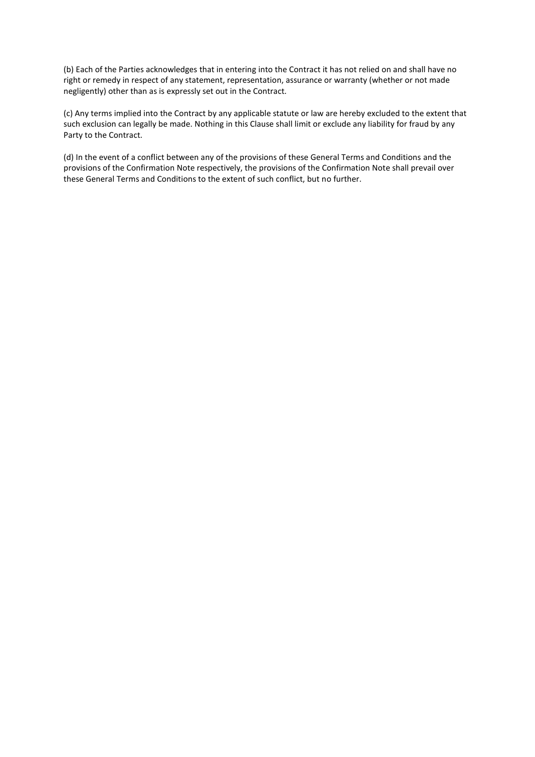(b) Each of the Parties acknowledges that in entering into the Contract it has not relied on and shall have no right or remedy in respect of any statement, representation, assurance or warranty (whether or not made negligently) other than as is expressly set out in the Contract.

(c) Any terms implied into the Contract by any applicable statute or law are hereby excluded to the extent that such exclusion can legally be made. Nothing in this Clause shall limit or exclude any liability for fraud by any Party to the Contract.

(d) In the event of a conflict between any of the provisions of these General Terms and Conditions and the provisions of the Confirmation Note respectively, the provisions of the Confirmation Note shall prevail over these General Terms and Conditions to the extent of such conflict, but no further.